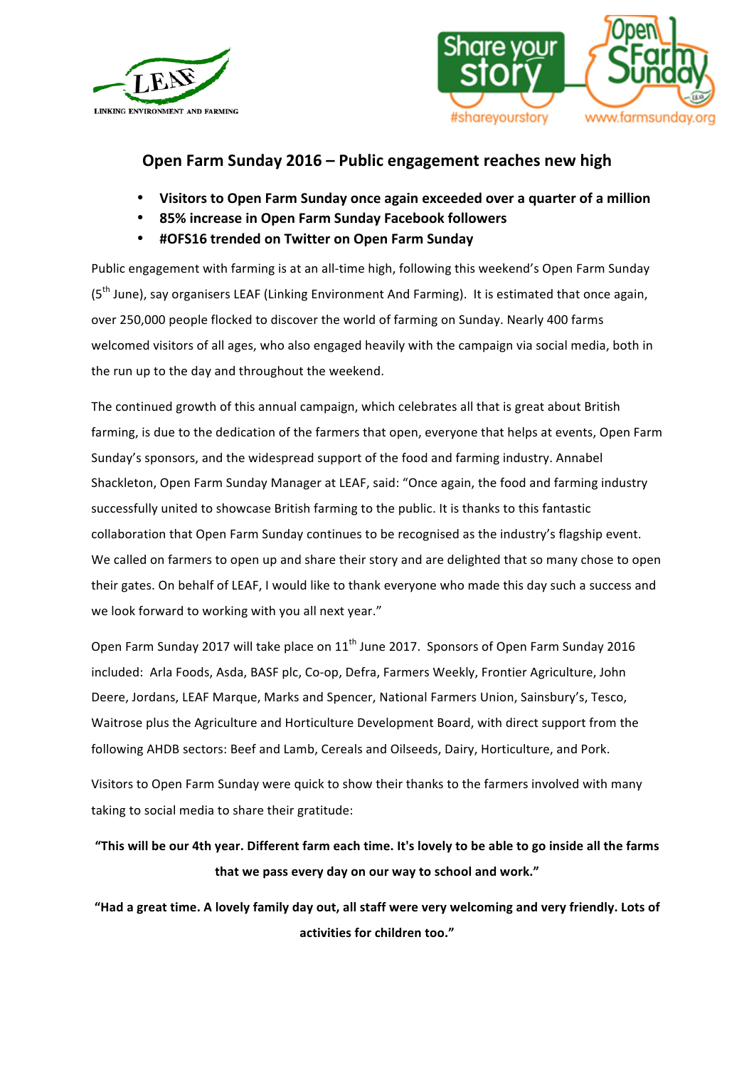LINKING ENVIRONMENT AND FARMING

Share your story #shareyourstory | Open Farm Sunday www.farmsunday.org

## Open Farm Sunday 2016 – Public engagement reaches new high

- **Visitors to Open Farm Sunday once again exceeded over a quarter of a million**
- **85% increase in Open Farm Sunday Facebook followers**
- **#OFS16 trended on Twitter on Open Farm Sunday**

Public engagement with farming is at an all-time high, following this weekend's Open Farm Sunday (5th June), say organisers LEAF (Linking Environment And Farming). It is estimated that once again, over 250,000 people flocked to discover the world of farming on Sunday. Nearly 400 farms welcomed visitors of all ages, who also engaged heavily with the campaign via social media, both in the run up to the day and throughout the weekend.

The continued growth of this annual campaign, which celebrates all that is great about British farming, is due to the dedication of the farmers that open, everyone that helps at events, Open Farm Sunday's sponsors, and the widespread support of the food and farming industry. Annabel Shackleton, Open Farm Sunday Manager at LEAF, said: "Once again, the food and farming industry successfully united to showcase British farming to the public. It is thanks to this fantastic collaboration that Open Farm Sunday continues to be recognised as the industry's flagship event. We called on farmers to open up and share their story and are delighted that so many chose to open their gates. On behalf of LEAF, I would like to thank everyone who made this day such a success and we look forward to working with you all next year."

Open Farm Sunday 2017 will take place on 11th June 2017. Sponsors of Open Farm Sunday 2016 included: Arla Foods, Asda, BASF plc, Co-op, Defra, Farmers Weekly, Frontier Agriculture, John Deere, Jordans, LEAF Marque, Marks and Spencer, National Farmers Union, Sainsbury's, Tesco, Waitrose plus the Agriculture and Horticulture Development Board, with direct support from the following AHDB sectors: Beef and Lamb, Cereals and Oilseeds, Dairy, Horticulture, and Pork.

Visitors to Open Farm Sunday were quick to show their thanks to the farmers involved with many taking to social media to share their gratitude:

**"This will be our 4th year. Different farm each time. It's lovely to be able to go inside all the farms that we pass every day on our way to school and work."**

**"Had a great time. A lovely family day out, all staff were very welcoming and very friendly. Lots of activities for children too."**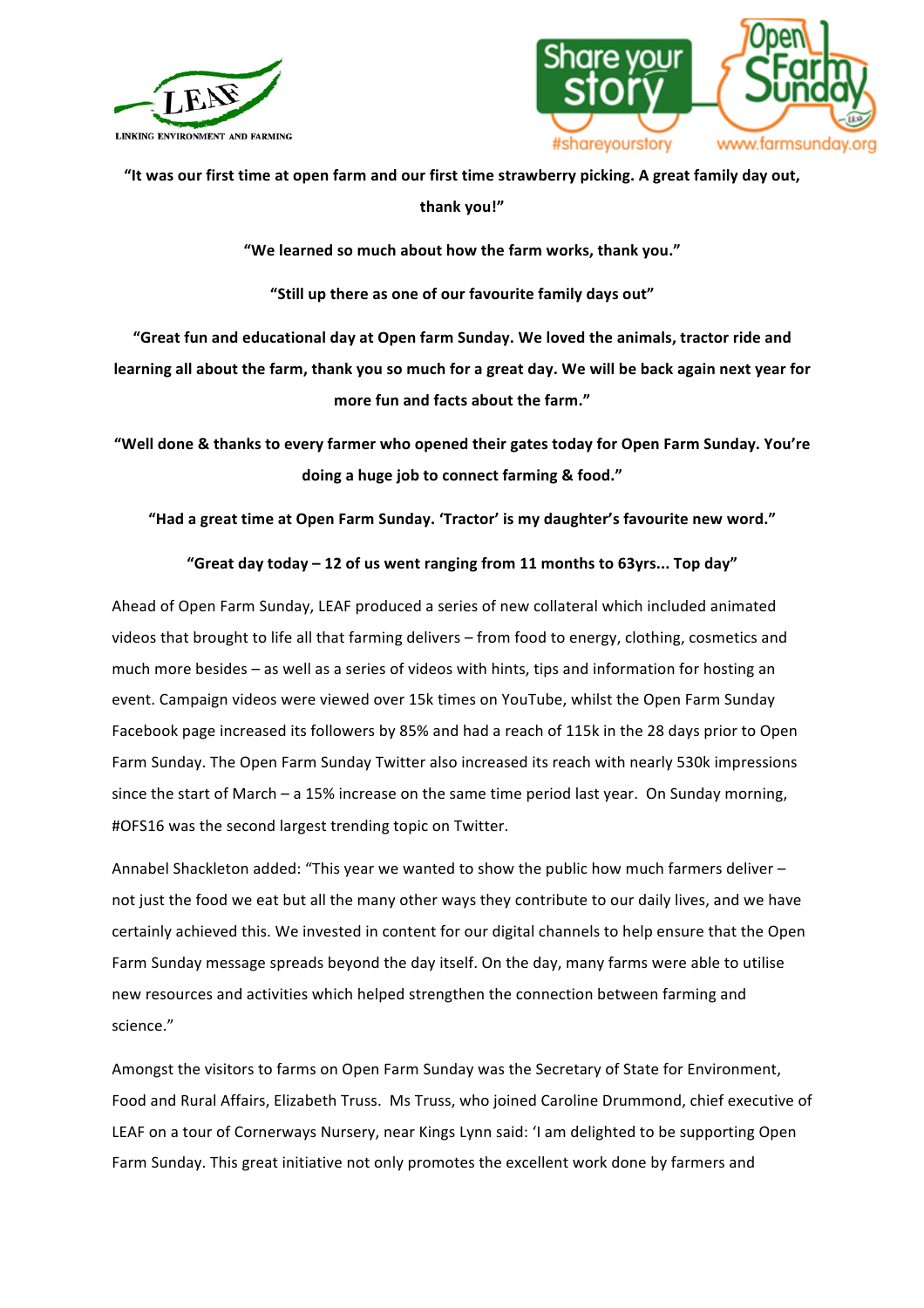**"It was our first time at open farm and our first time strawberry picking. A great family day out, thank you!"**

**"We learned so much about how the farm works, thank you."**

**"Still up there as one of our favourite family days out"**

**"Great fun and educational day at Open farm Sunday. We loved the animals, tractor ride and learning all about the farm, thank you so much for a great day. We will be back again next year for more fun and facts about the farm."**

**"Well done & thanks to every farmer who opened their gates today for Open Farm Sunday. You're doing a huge job to connect farming & food."**

**"Had a great time at Open Farm Sunday. 'Tractor' is my daughter's favourite new word."**

**"Great day today – 12 of us went ranging from 11 months to 63yrs... Top day"**

Ahead of Open Farm Sunday, LEAF produced a series of new collateral which included animated videos that brought to life all that farming delivers – from food to energy, clothing, cosmetics and much more besides – as well as a series of videos with hints, tips and information for hosting an event. Campaign videos were viewed over 15k times on YouTube, whilst the Open Farm Sunday Facebook page increased its followers by 85% and had a reach of 115k in the 28 days prior to Open Farm Sunday. The Open Farm Sunday Twitter also increased its reach with nearly 530k impressions since the start of March – a 15% increase on the same time period last year. On Sunday morning, #OFS16 was the second largest trending topic on Twitter.

Annabel Shackleton added: "This year we wanted to show the public how much farmers deliver – not just the food we eat but all the many other ways they contribute to our daily lives, and we have certainly achieved this. We invested in content for our digital channels to help ensure that the Open Farm Sunday message spreads beyond the day itself. On the day, many farms were able to utilise new resources and activities which helped strengthen the connection between farming and science."

Amongst the visitors to farms on Open Farm Sunday was the Secretary of State for Environment, Food and Rural Affairs, Elizabeth Truss. Ms Truss, who joined Caroline Drummond, chief executive of LEAF on a tour of Cornerways Nursery, near Kings Lynn said: 'I am delighted to be supporting Open Farm Sunday. This great initiative not only promotes the excellent work done by farmers and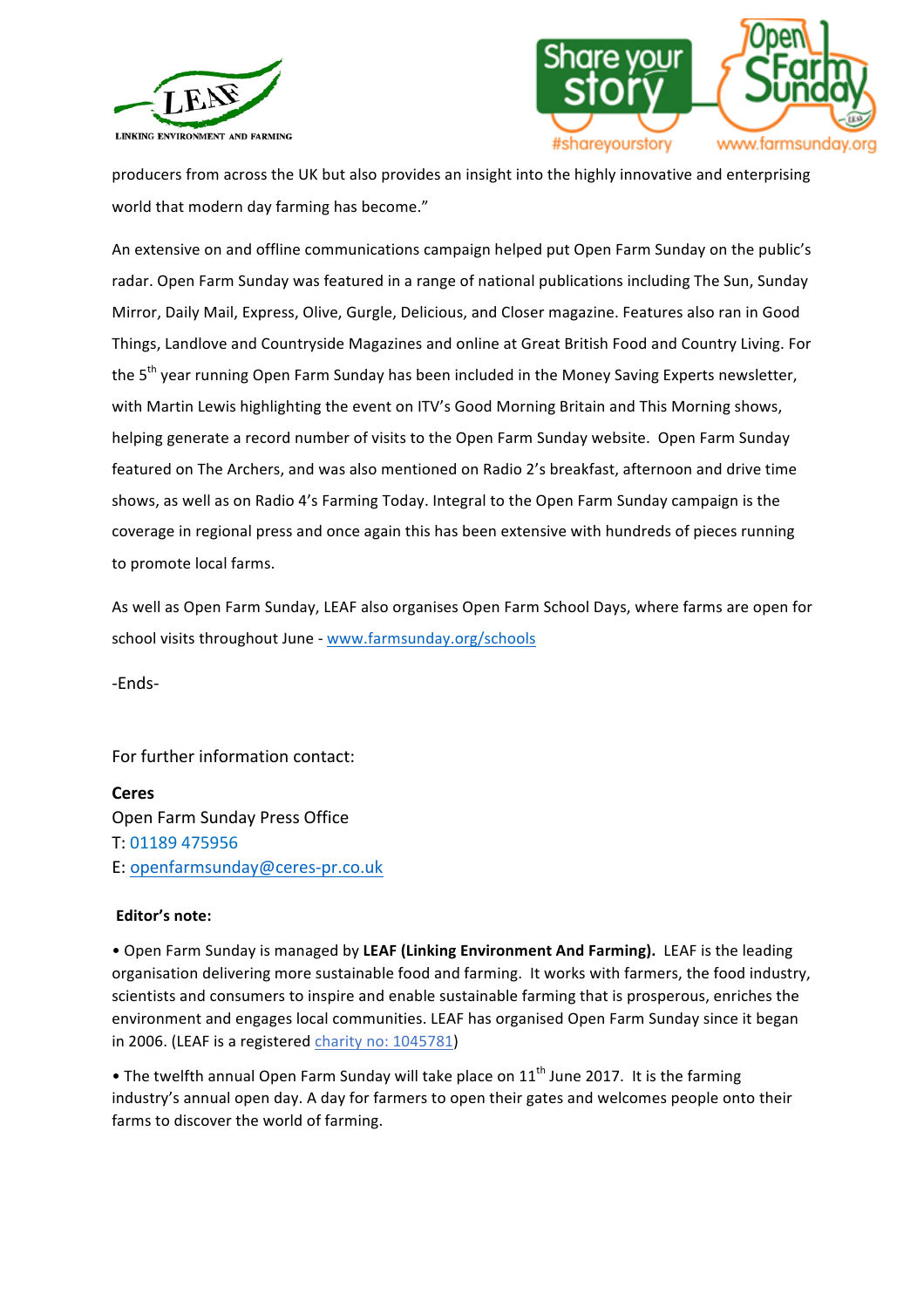producers from across the UK but also provides an insight into the highly innovative and enterprising world that modern day farming has become."

An extensive on and offline communications campaign helped put Open Farm Sunday on the public's radar. Open Farm Sunday was featured in a range of national publications including The Sun, Sunday Mirror, Daily Mail, Express, Olive, Gurgle, Delicious, and Closer magazine. Features also ran in Good Things, Landlove and Countryside Magazines and online at Great British Food and Country Living. For the 5th year running Open Farm Sunday has been included in the Money Saving Experts newsletter, with Martin Lewis highlighting the event on ITV's Good Morning Britain and This Morning shows, helping generate a record number of visits to the Open Farm Sunday website. Open Farm Sunday featured on The Archers, and was also mentioned on Radio 2's breakfast, afternoon and drive time shows, as well as on Radio 4's Farming Today. Integral to the Open Farm Sunday campaign is the coverage in regional press and once again this has been extensive with hundreds of pieces running to promote local farms.

As well as Open Farm Sunday, LEAF also organises Open Farm School Days, where farms are open for school visits throughout June - [www.farmsunday.org/schools](www.farmsunday.org/schools)

-Ends-

For further information contact:

**Ceres**
Open Farm Sunday Press Office
T: 01189 475956
E: [openfarmsunday@ceres-pr.co.uk](mailto:openfarmsunday@ceres-pr.co.uk)

**Editor's note:**

• Open Farm Sunday is managed by **LEAF (Linking Environment And Farming).** LEAF is the leading organisation delivering more sustainable food and farming. It works with farmers, the food industry, scientists and consumers to inspire and enable sustainable farming that is prosperous, enriches the environment and engages local communities. LEAF has organised Open Farm Sunday since it began in 2006. (LEAF is a registered charity no: 1045781)

• The twelfth annual Open Farm Sunday will take place on 11th June 2017. It is the farming industry's annual open day. A day for farmers to open their gates and welcomes people onto their farms to discover the world of farming.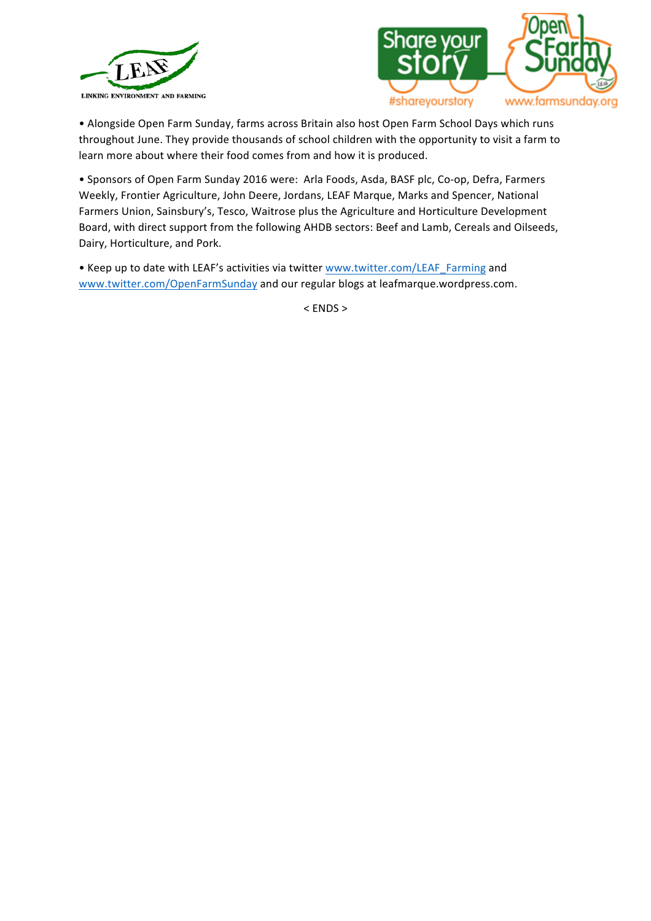- Alongside Open Farm Sunday, farms across Britain also host Open Farm School Days which runs throughout June. They provide thousands of school children with the opportunity to visit a farm to learn more about where their food comes from and how it is produced.

- Sponsors of Open Farm Sunday 2016 were: Arla Foods, Asda, BASF plc, Co-op, Defra, Farmers Weekly, Frontier Agriculture, John Deere, Jordans, LEAF Marque, Marks and Spencer, National Farmers Union, Sainsbury's, Tesco, Waitrose plus the Agriculture and Horticulture Development Board, with direct support from the following AHDB sectors: Beef and Lamb, Cereals and Oilseeds, Dairy, Horticulture, and Pork.

- Keep up to date with LEAF's activities via twitter [www.twitter.com/LEAF_Farming](http://www.twitter.com/LEAF_Farming) and [www.twitter.com/OpenFarmSunday](http://www.twitter.com/OpenFarmSunday) and our regular blogs at leafmarque.wordpress.com.

< ENDS >